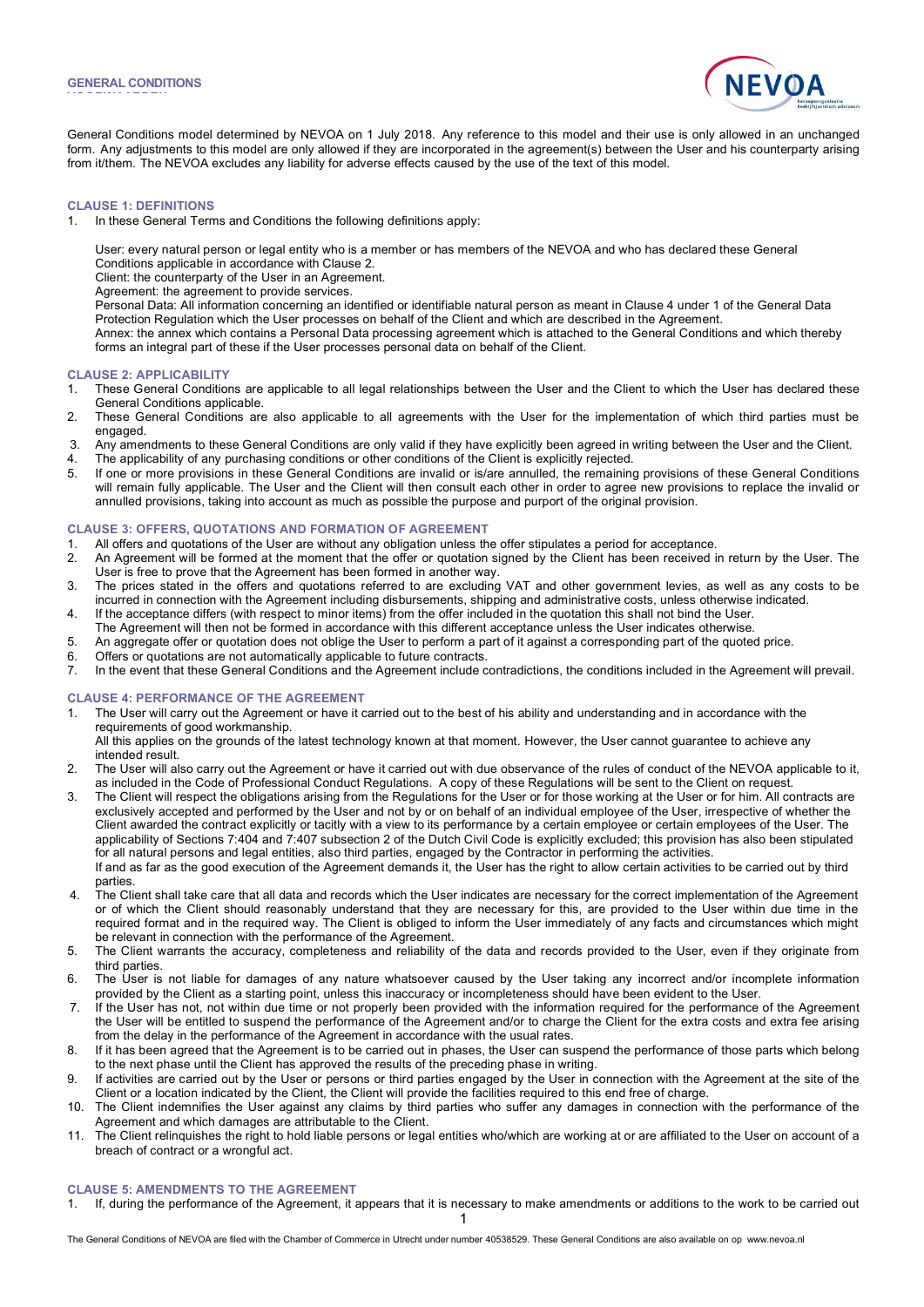# GENERAL CONDITIONS

General Conditions model determined by NEVOA on 1 July 2018. Any reference to this model and their use is only allowed in an unchanged form. Any adjustments to this model are only allowed if they are incorporated in the agreement(s) between the User and his counterparty arising from it/them. The NEVOA excludes any liability for adverse effects caused by the use of the text of this model.

## CLAUSE 1: DEFINITIONS

1. In these General Terms and Conditions the following definitions apply:

   User: every natural person or legal entity who is a member or has members of the NEVOA and who has declared these General Conditions applicable in accordance with Clause 2.
   Client: the counterparty of the User in an Agreement.
   Agreement: the agreement to provide services.
   Personal Data: All information concerning an identified or identifiable natural person as meant in Clause 4 under 1 of the General Data Protection Regulation which the User processes on behalf of the Client and which are described in the Agreement.
   Annex: the annex which contains a Personal Data processing agreement which is attached to the General Conditions and which thereby forms an integral part of these if the User processes personal data on behalf of the Client.

## CLAUSE 2: APPLICABILITY

1. These General Conditions are applicable to all legal relationships between the User and the Client to which the User has declared these General Conditions applicable.
2. These General Conditions are also applicable to all agreements with the User for the implementation of which third parties must be engaged.
3. Any amendments to these General Conditions are only valid if they have explicitly been agreed in writing between the User and the Client.
4. The applicability of any purchasing conditions or other conditions of the Client is explicitly rejected.
5. If one or more provisions in these General Conditions are invalid or is/are annulled, the remaining provisions of these General Conditions will remain fully applicable. The User and the Client will then consult each other in order to agree new provisions to replace the invalid or annulled provisions, taking into account as much as possible the purpose and purport of the original provision.

## CLAUSE 3: OFFERS, QUOTATIONS AND FORMATION OF AGREEMENT

1. All offers and quotations of the User are without any obligation unless the offer stipulates a period for acceptance.
2. An Agreement will be formed at the moment that the offer or quotation signed by the Client has been received in return by the User. The User is free to prove that the Agreement has been formed in another way.
3. The prices stated in the offers and quotations referred to are excluding VAT and other government levies, as well as any costs to be incurred in connection with the Agreement including disbursements, shipping and administrative costs, unless otherwise indicated.
4. If the acceptance differs (with respect to minor items) from the offer included in the quotation this shall not bind the User. The Agreement will then not be formed in accordance with this different acceptance unless the User indicates otherwise.
5. An aggregate offer or quotation does not oblige the User to perform a part of it against a corresponding part of the quoted price.
6. Offers or quotations are not automatically applicable to future contracts.
7. In the event that these General Conditions and the Agreement include contradictions, the conditions included in the Agreement will prevail.

## CLAUSE 4: PERFORMANCE OF THE AGREEMENT

1. The User will carry out the Agreement or have it carried out to the best of his ability and understanding and in accordance with the requirements of good workmanship.
   All this applies on the grounds of the latest technology known at that moment. However, the User cannot guarantee to achieve any intended result.
2. The User will also carry out the Agreement or have it carried out with due observance of the rules of conduct of the NEVOA applicable to it, as included in the Code of Professional Conduct Regulations. A copy of these Regulations will be sent to the Client on request.
3. The Client will respect the obligations arising from the Regulations for the User or for those working at the User or for him. All contracts are exclusively accepted and performed by the User and not by or on behalf of an individual employee of the User, irrespective of whether the Client awarded the contract explicitly or tacitly with a view to its performance by a certain employee or certain employees of the User. The applicability of Sections 7:404 and 7:407 subsection 2 of the Dutch Civil Code is explicitly excluded; this provision has also been stipulated for all natural persons and legal entities, also third parties, engaged by the Contractor in performing the activities.
   If and as far as the good execution of the Agreement demands it, the User has the right to allow certain activities to be carried out by third parties.
4. The Client shall take care that all data and records which the User indicates are necessary for the correct implementation of the Agreement or of which the Client should reasonably understand that they are necessary for this, are provided to the User within due time in the required format and in the required way. The Client is obliged to inform the User immediately of any facts and circumstances which might be relevant in connection with the performance of the Agreement.
5. The Client warrants the accuracy, completeness and reliability of the data and records provided to the User, even if they originate from third parties.
6. The User is not liable for damages of any nature whatsoever caused by the User taking any incorrect and/or incomplete information provided by the Client as a starting point, unless this inaccuracy or incompleteness should have been evident to the User.
7. If the User has not, not within due time or not properly been provided with the information required for the performance of the Agreement the User will be entitled to suspend the performance of the Agreement and/or to charge the Client for the extra costs and extra fee arising from the delay in the performance of the Agreement in accordance with the usual rates.
8. If it has been agreed that the Agreement is to be carried out in phases, the User can suspend the performance of those parts which belong to the next phase until the Client has approved the results of the preceding phase in writing.
9. If activities are carried out by the User or persons or third parties engaged by the User in connection with the Agreement at the site of the Client or a location indicated by the Client, the Client will provide the facilities required to this end free of charge.
10. The Client indemnifies the User against any claims by third parties who suffer any damages in connection with the performance of the Agreement and which damages are attributable to the Client.
11. The Client relinquishes the right to hold liable persons or legal entities who/which are working at or are affiliated to the User on account of a breach of contract or a wrongful act.

## CLAUSE 5: AMENDMENTS TO THE AGREEMENT

1. If, during the performance of the Agreement, it appears that it is necessary to make amendments or additions to the work to be carried out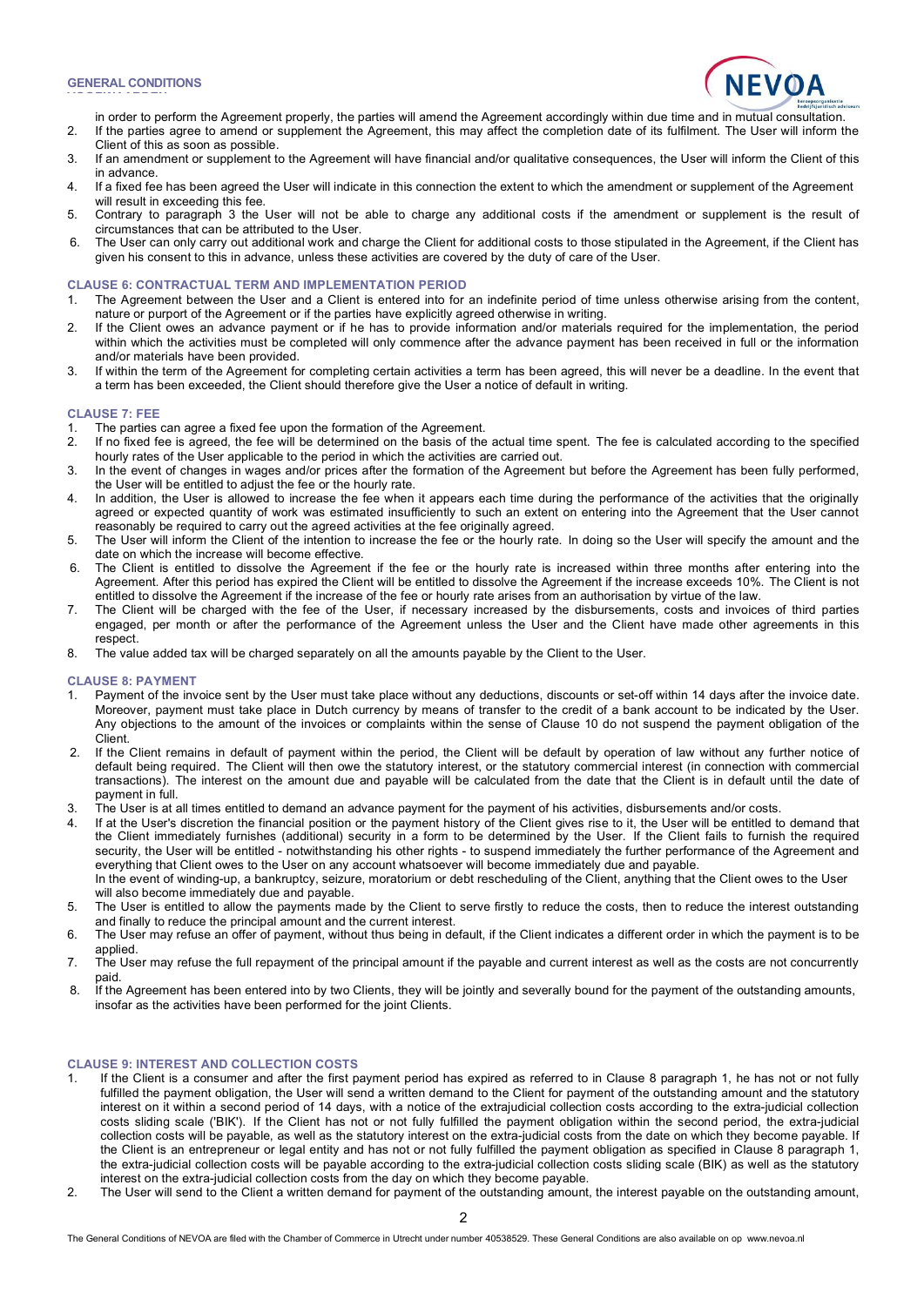in order to perform the Agreement properly, the parties will amend the Agreement accordingly within due time and in mutual consultation.

2. If the parties agree to amend or supplement the Agreement, this may affect the completion date of its fulfilment. The User will inform the Client of this as soon as possible.
3. If an amendment or supplement to the Agreement will have financial and/or qualitative consequences, the User will inform the Client of this in advance.
4. If a fixed fee has been agreed the User will indicate in this connection the extent to which the amendment or supplement of the Agreement will result in exceeding this fee.
5. Contrary to paragraph 3 the User will not be able to charge any additional costs if the amendment or supplement is the result of circumstances that can be attributed to the User.
6. The User can only carry out additional work and charge the Client for additional costs to those stipulated in the Agreement, if the Client has given his consent to this in advance, unless these activities are covered by the duty of care of the User.

### CLAUSE 6: CONTRACTUAL TERM AND IMPLEMENTATION PERIOD

1. The Agreement between the User and a Client is entered into for an indefinite period of time unless otherwise arising from the content, nature or purport of the Agreement or if the parties have explicitly agreed otherwise in writing.
2. If the Client owes an advance payment or if he has to provide information and/or materials required for the implementation, the period within which the activities must be completed will only commence after the advance payment has been received in full or the information and/or materials have been provided.
3. If within the term of the Agreement for completing certain activities a term has been agreed, this will never be a deadline. In the event that a term has been exceeded, the Client should therefore give the User a notice of default in writing.

### CLAUSE 7: FEE

1. The parties can agree a fixed fee upon the formation of the Agreement.
2. If no fixed fee is agreed, the fee will be determined on the basis of the actual time spent. The fee is calculated according to the specified hourly rates of the User applicable to the period in which the activities are carried out.
3. In the event of changes in wages and/or prices after the formation of the Agreement but before the Agreement has been fully performed, the User will be entitled to adjust the fee or the hourly rate.
4. In addition, the User is allowed to increase the fee when it appears each time during the performance of the activities that the originally agreed or expected quantity of work was estimated insufficiently to such an extent on entering into the Agreement that the User cannot reasonably be required to carry out the agreed activities at the fee originally agreed.
5. The User will inform the Client of the intention to increase the fee or the hourly rate. In doing so the User will specify the amount and the date on which the increase will become effective.
6. The Client is entitled to dissolve the Agreement if the fee or the hourly rate is increased within three months after entering into the Agreement. After this period has expired the Client will be entitled to dissolve the Agreement if the increase exceeds 10%. The Client is not entitled to dissolve the Agreement if the increase of the fee or hourly rate arises from an authorisation by virtue of the law.
7. The Client will be charged with the fee of the User, if necessary increased by the disbursements, costs and invoices of third parties engaged, per month or after the performance of the Agreement unless the User and the Client have made other agreements in this respect.
8. The value added tax will be charged separately on all the amounts payable by the Client to the User.

### CLAUSE 8: PAYMENT

1. Payment of the invoice sent by the User must take place without any deductions, discounts or set-off within 14 days after the invoice date. Moreover, payment must take place in Dutch currency by means of transfer to the credit of a bank account to be indicated by the User. Any objections to the amount of the invoices or complaints within the sense of Clause 10 do not suspend the payment obligation of the Client.
2. If the Client remains in default of payment within the period, the Client will be default by operation of law without any further notice of default being required. The Client will then owe the statutory interest, or the statutory commercial interest (in connection with commercial transactions). The interest on the amount due and payable will be calculated from the date that the Client is in default until the date of payment in full.
3. The User is at all times entitled to demand an advance payment for the payment of his activities, disbursements and/or costs.
4. If at the User's discretion the financial position or the payment history of the Client gives rise to it, the User will be entitled to demand that the Client immediately furnishes (additional) security in a form to be determined by the User. If the Client fails to furnish the required security, the User will be entitled - notwithstanding his other rights - to suspend immediately the further performance of the Agreement and everything that Client owes to the User on any account whatsoever will become immediately due and payable.
   In the event of winding-up, a bankruptcy, seizure, moratorium or debt rescheduling of the Client, anything that the Client owes to the User will also become immediately due and payable.
5. The User is entitled to allow the payments made by the Client to serve firstly to reduce the costs, then to reduce the interest outstanding and finally to reduce the principal amount and the current interest.
6. The User may refuse an offer of payment, without thus being in default, if the Client indicates a different order in which the payment is to be applied.
7. The User may refuse the full repayment of the principal amount if the payable and current interest as well as the costs are not concurrently paid.
8. If the Agreement has been entered into by two Clients, they will be jointly and severally bound for the payment of the outstanding amounts, insofar as the activities have been performed for the joint Clients.

### CLAUSE 9: INTEREST AND COLLECTION COSTS

1. If the Client is a consumer and after the first payment period has expired as referred to in Clause 8 paragraph 1, he has not or not fully fulfilled the payment obligation, the User will send a written demand to the Client for payment of the outstanding amount and the statutory interest on it within a second period of 14 days, with a notice of the extrajudicial collection costs according to the extra-judicial collection costs sliding scale ('BIK'). If the Client has not or not fully fulfilled the payment obligation within the second period, the extra-judicial collection costs will be payable, as well as the statutory interest on the extra-judicial costs from the date on which they become payable. If the Client is an entrepreneur or legal entity and has not or not fully fulfilled the payment obligation as specified in Clause 8 paragraph 1, the extra-judicial collection costs will be payable according to the extra-judicial collection costs sliding scale (BIK) as well as the statutory interest on the extra-judicial collection costs from the day on which they become payable.
2. The User will send to the Client a written demand for payment of the outstanding amount, the interest payable on the outstanding amount,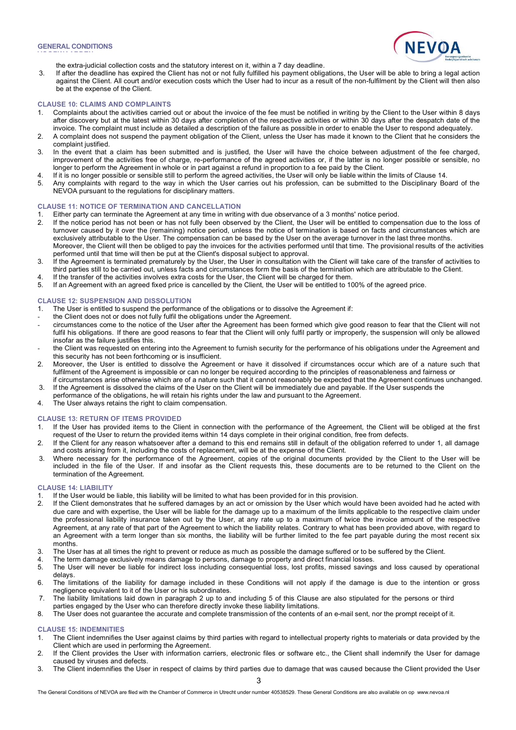the extra-judicial collection costs and the statutory interest on it, within a 7 day deadline.

3. If after the deadline has expired the Client has not or not fully fulfilled his payment obligations, the User will be able to bring a legal action against the Client. All court and/or execution costs which the User had to incur as a result of the non-fulfilment by the Client will then also be at the expense of the Client.

## CLAUSE 10: CLAIMS AND COMPLAINTS

1. Complaints about the activities carried out or about the invoice of the fee must be notified in writing by the Client to the User within 8 days after discovery but at the latest within 30 days after completion of the respective activities or within 30 days after the despatch date of the invoice. The complaint must include as detailed a description of the failure as possible in order to enable the User to respond adequately.
2. A complaint does not suspend the payment obligation of the Client, unless the User has made it known to the Client that he considers the complaint justified.
3. In the event that a claim has been submitted and is justified, the User will have the choice between adjustment of the fee charged, improvement of the activities free of charge, re-performance of the agreed activities or, if the latter is no longer possible or sensible, no longer to perform the Agreement in whole or in part against a refund in proportion to a fee paid by the Client.
4. If it is no longer possible or sensible still to perform the agreed activities, the User will only be liable within the limits of Clause 14.
5. Any complaints with regard to the way in which the User carries out his profession, can be submitted to the Disciplinary Board of the NEVOA pursuant to the regulations for disciplinary matters.

## CLAUSE 11: NOTICE OF TERMINATION AND CANCELLATION

1. Either party can terminate the Agreement at any time in writing with due observance of a 3 months' notice period.
2. If the notice period has not been or has not fully been observed by the Client, the User will be entitled to compensation due to the loss of turnover caused by it over the (remaining) notice period, unless the notice of termination is based on facts and circumstances which are exclusively attributable to the User. The compensation can be based by the User on the average turnover in the last three months. Moreover, the Client will then be obliged to pay the invoices for the activities performed until that time. The provisional results of the activities performed until that time will then be put at the Client's disposal subject to approval.
3. If the Agreement is terminated prematurely by the User, the User in consultation with the Client will take care of the transfer of activities to third parties still to be carried out, unless facts and circumstances form the basis of the termination which are attributable to the Client.
4. If the transfer of the activities involves extra costs for the User, the Client will be charged for them.
5. If an Agreement with an agreed fixed price is cancelled by the Client, the User will be entitled to 100% of the agreed price.

## CLAUSE 12: SUSPENSION AND DISSOLUTION

1. The User is entitled to suspend the performance of the obligations or to dissolve the Agreement if:
   - the Client does not or does not fully fulfil the obligations under the Agreement.
   - circumstances come to the notice of the User after the Agreement has been formed which give good reason to fear that the Client will not fulfil his obligations. If there are good reasons to fear that the Client will only fulfil partly or improperly, the suspension will only be allowed insofar as the failure justifies this.
   - the Client was requested on entering into the Agreement to furnish security for the performance of his obligations under the Agreement and this security has not been forthcoming or is insufficient.
2. Moreover, the User is entitled to dissolve the Agreement or have it dissolved if circumstances occur which are of a nature such that fulfilment of the Agreement is impossible or can no longer be required according to the principles of reasonableness and fairness or if circumstances arise otherwise which are of a nature such that it cannot reasonably be expected that the Agreement continues unchanged.
3. If the Agreement is dissolved the claims of the User on the Client will be immediately due and payable. If the User suspends the performance of the obligations, he will retain his rights under the law and pursuant to the Agreement.
4. The User always retains the right to claim compensation.

## CLAUSE 13: RETURN OF ITEMS PROVIDED

1. If the User has provided items to the Client in connection with the performance of the Agreement, the Client will be obliged at the first request of the User to return the provided items within 14 days complete in their original condition, free from defects.
2. If the Client for any reason whatsoever after a demand to this end remains still in default of the obligation referred to under 1, all damage and costs arising from it, including the costs of replacement, will be at the expense of the Client.
3. Where necessary for the performance of the Agreement, copies of the original documents provided by the Client to the User will be included in the file of the User. If and insofar as the Client requests this, these documents are to be returned to the Client on the termination of the Agreement.

## CLAUSE 14: LIABILITY

1. If the User would be liable, this liability will be limited to what has been provided for in this provision.
2. If the Client demonstrates that he suffered damages by an act or omission by the User which would have been avoided had he acted with due care and with expertise, the User will be liable for the damage up to a maximum of the limits applicable to the respective claim under the professional liability insurance taken out by the User, at any rate up to a maximum of twice the invoice amount of the respective Agreement, at any rate of that part of the Agreement to which the liability relates. Contrary to what has been provided above, with regard to an Agreement with a term longer than six months, the liability will be further limited to the fee part payable during the most recent six months.
3. The User has at all times the right to prevent or reduce as much as possible the damage suffered or to be suffered by the Client.
4. The term damage exclusively means damage to persons, damage to property and direct financial losses.
5. The User will never be liable for indirect loss including consequential loss, lost profits, missed savings and loss caused by operational delays.
6. The limitations of the liability for damage included in these Conditions will not apply if the damage is due to the intention or gross negligence equivalent to it of the User or his subordinates.
7. The liability limitations laid down in paragraph 2 up to and including 5 of this Clause are also stipulated for the persons or third parties engaged by the User who can therefore directly invoke these liability limitations.
8. The User does not guarantee the accurate and complete transmission of the contents of an e-mail sent, nor the prompt receipt of it.

## CLAUSE 15: INDEMNITIES

1. The Client indemnifies the User against claims by third parties with regard to intellectual property rights to materials or data provided by the Client which are used in performing the Agreement.
2. If the Client provides the User with information carriers, electronic files or software etc., the Client shall indemnify the User for damage caused by viruses and defects.
3. The Client indemnifies the User in respect of claims by third parties due to damage that was caused because the Client provided the User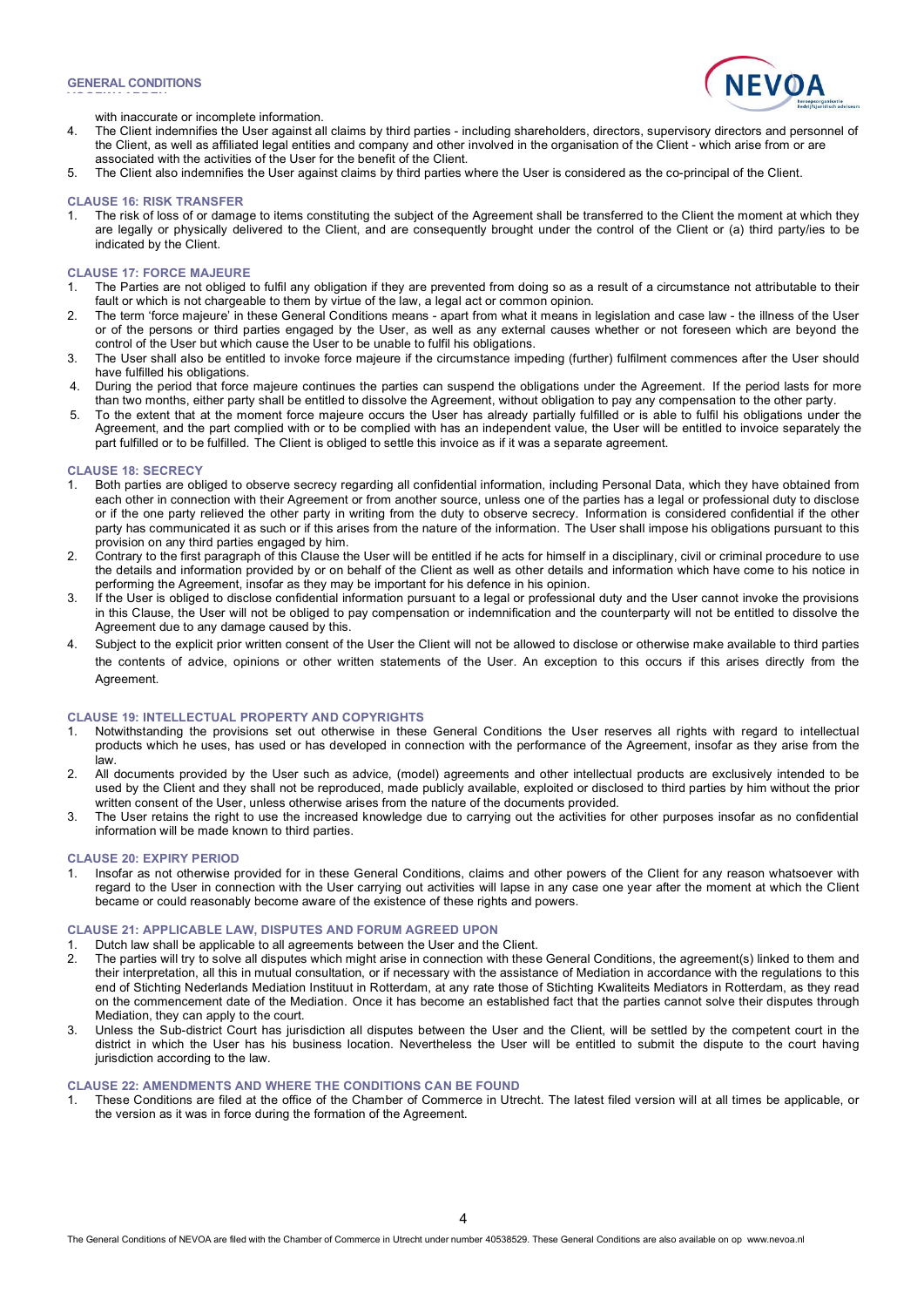with inaccurate or incomplete information.

4. The Client indemnifies the User against all claims by third parties - including shareholders, directors, supervisory directors and personnel of the Client, as well as affiliated legal entities and company and other involved in the organisation of the Client - which arise from or are associated with the activities of the User for the benefit of the Client.
5. The Client also indemnifies the User against claims by third parties where the User is considered as the co-principal of the Client.

### CLAUSE 16: RISK TRANSFER

1. The risk of loss of or damage to items constituting the subject of the Agreement shall be transferred to the Client the moment at which they are legally or physically delivered to the Client, and are consequently brought under the control of the Client or (a) third party/ies to be indicated by the Client.

### CLAUSE 17: FORCE MAJEURE

1. The Parties are not obliged to fulfil any obligation if they are prevented from doing so as a result of a circumstance not attributable to their fault or which is not chargeable to them by virtue of the law, a legal act or common opinion.
2. The term 'force majeure' in these General Conditions means - apart from what it means in legislation and case law - the illness of the User or of the persons or third parties engaged by the User, as well as any external causes whether or not foreseen which are beyond the control of the User but which cause the User to be unable to fulfil his obligations.
3. The User shall also be entitled to invoke force majeure if the circumstance impeding (further) fulfilment commences after the User should have fulfilled his obligations.
4. During the period that force majeure continues the parties can suspend the obligations under the Agreement. If the period lasts for more than two months, either party shall be entitled to dissolve the Agreement, without obligation to pay any compensation to the other party.
5. To the extent that at the moment force majeure occurs the User has already partially fulfilled or is able to fulfil his obligations under the Agreement, and the part complied with or to be complied with has an independent value, the User will be entitled to invoice separately the part fulfilled or to be fulfilled. The Client is obliged to settle this invoice as if it was a separate agreement.

### CLAUSE 18: SECRECY

1. Both parties are obliged to observe secrecy regarding all confidential information, including Personal Data, which they have obtained from each other in connection with their Agreement or from another source, unless one of the parties has a legal or professional duty to disclose or if the one party relieved the other party in writing from the duty to observe secrecy. Information is considered confidential if the other party has communicated it as such or if this arises from the nature of the information. The User shall impose his obligations pursuant to this provision on any third parties engaged by him.
2. Contrary to the first paragraph of this Clause the User will be entitled if he acts for himself in a disciplinary, civil or criminal procedure to use the details and information provided by or on behalf of the Client as well as other details and information which have come to his notice in performing the Agreement, insofar as they may be important for his defence in his opinion.
3. If the User is obliged to disclose confidential information pursuant to a legal or professional duty and the User cannot invoke the provisions in this Clause, the User will not be obliged to pay compensation or indemnification and the counterparty will not be entitled to dissolve the Agreement due to any damage caused by this.
4. Subject to the explicit prior written consent of the User the Client will not be allowed to disclose or otherwise make available to third parties the contents of advice, opinions or other written statements of the User. An exception to this occurs if this arises directly from the Agreement.

### CLAUSE 19: INTELLECTUAL PROPERTY AND COPYRIGHTS

1. Notwithstanding the provisions set out otherwise in these General Conditions the User reserves all rights with regard to intellectual products which he uses, has used or has developed in connection with the performance of the Agreement, insofar as they arise from the law.
2. All documents provided by the User such as advice, (model) agreements and other intellectual products are exclusively intended to be used by the Client and they shall not be reproduced, made publicly available, exploited or disclosed to third parties by him without the prior written consent of the User, unless otherwise arises from the nature of the documents provided.
3. The User retains the right to use the increased knowledge due to carrying out the activities for other purposes insofar as no confidential information will be made known to third parties.

### CLAUSE 20: EXPIRY PERIOD

1. Insofar as not otherwise provided for in these General Conditions, claims and other powers of the Client for any reason whatsoever with regard to the User in connection with the User carrying out activities will lapse in any case one year after the moment at which the Client became or could reasonably become aware of the existence of these rights and powers.

### CLAUSE 21: APPLICABLE LAW, DISPUTES AND FORUM AGREED UPON

1. Dutch law shall be applicable to all agreements between the User and the Client.
2. The parties will try to solve all disputes which might arise in connection with these General Conditions, the agreement(s) linked to them and their interpretation, all this in mutual consultation, or if necessary with the assistance of Mediation in accordance with the regulations to this end of Stichting Nederlands Mediation Instituut in Rotterdam, at any rate those of Stichting Kwaliteits Mediators in Rotterdam, as they read on the commencement date of the Mediation. Once it has become an established fact that the parties cannot solve their disputes through Mediation, they can apply to the court.
3. Unless the Sub-district Court has jurisdiction all disputes between the User and the Client, will be settled by the competent court in the district in which the User has his business location. Nevertheless the User will be entitled to submit the dispute to the court having jurisdiction according to the law.

### CLAUSE 22: AMENDMENTS AND WHERE THE CONDITIONS CAN BE FOUND

1. These Conditions are filed at the office of the Chamber of Commerce in Utrecht. The latest filed version will at all times be applicable, or the version as it was in force during the formation of the Agreement.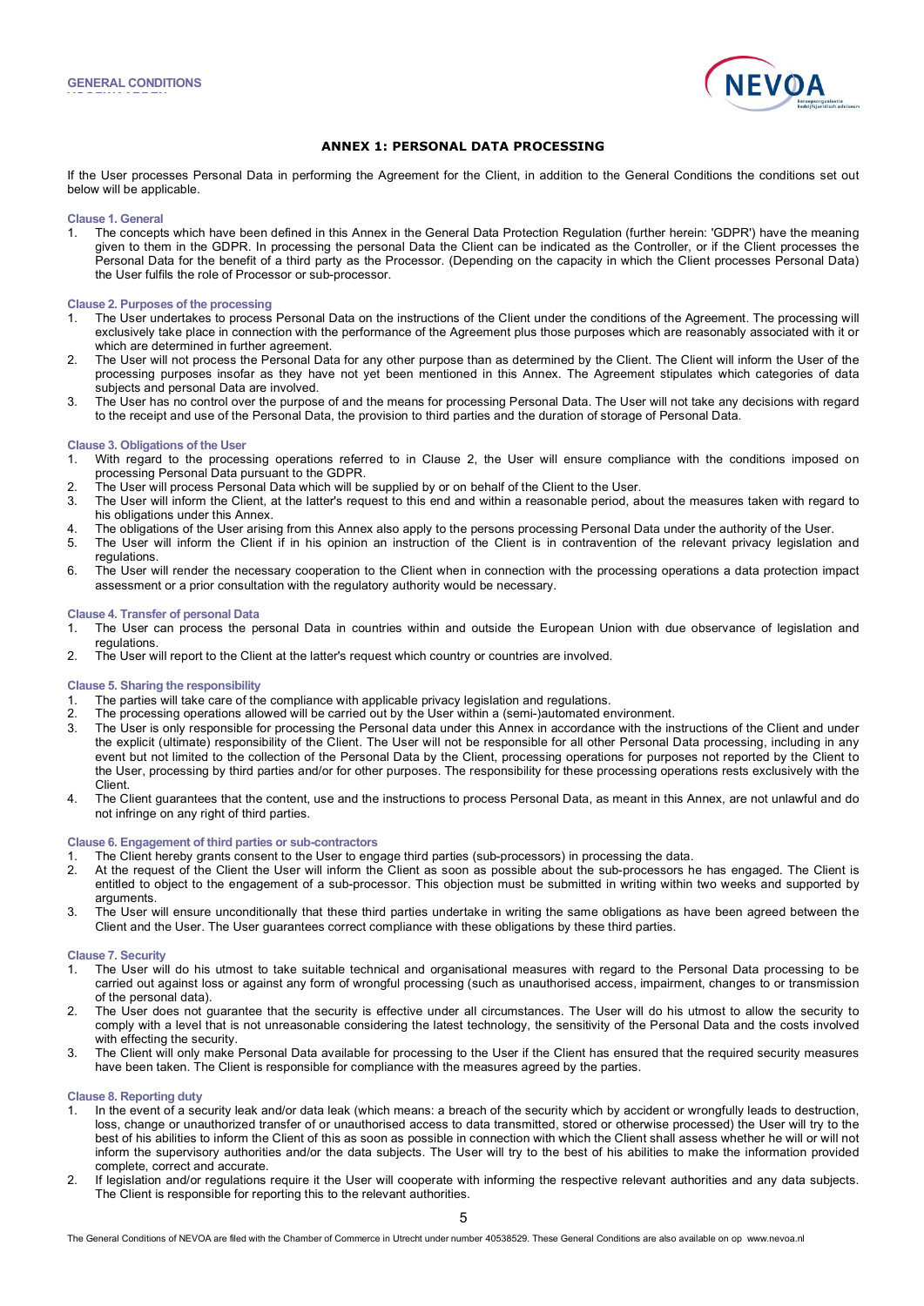## ANNEX 1: PERSONAL DATA PROCESSING

If the User processes Personal Data in performing the Agreement for the Client, in addition to the General Conditions the conditions set out below will be applicable.

### Clause 1. General

1. The concepts which have been defined in this Annex in the General Data Protection Regulation (further herein: 'GDPR') have the meaning given to them in the GDPR. In processing the personal Data the Client can be indicated as the Controller, or if the Client processes the Personal Data for the benefit of a third party as the Processor. (Depending on the capacity in which the Client processes Personal Data) the User fulfils the role of Processor or sub-processor.

### Clause 2. Purposes of the processing

1. The User undertakes to process Personal Data on the instructions of the Client under the conditions of the Agreement. The processing will exclusively take place in connection with the performance of the Agreement plus those purposes which are reasonably associated with it or which are determined in further agreement.
2. The User will not process the Personal Data for any other purpose than as determined by the Client. The Client will inform the User of the processing purposes insofar as they have not yet been mentioned in this Annex. The Agreement stipulates which categories of data subjects and personal Data are involved.
3. The User has no control over the purpose of and the means for processing Personal Data. The User will not take any decisions with regard to the receipt and use of the Personal Data, the provision to third parties and the duration of storage of Personal Data.

### Clause 3. Obligations of the User

1. With regard to the processing operations referred to in Clause 2, the User will ensure compliance with the conditions imposed on processing Personal Data pursuant to the GDPR.
2. The User will process Personal Data which will be supplied by or on behalf of the Client to the User.
3. The User will inform the Client, at the latter's request to this end and within a reasonable period, about the measures taken with regard to his obligations under this Annex.
4. The obligations of the User arising from this Annex also apply to the persons processing Personal Data under the authority of the User.
5. The User will inform the Client if in his opinion an instruction of the Client is in contravention of the relevant privacy legislation and regulations.
6. The User will render the necessary cooperation to the Client when in connection with the processing operations a data protection impact assessment or a prior consultation with the regulatory authority would be necessary.

### Clause 4. Transfer of personal Data

1. The User can process the personal Data in countries within and outside the European Union with due observance of legislation and regulations.
2. The User will report to the Client at the latter's request which country or countries are involved.

### Clause 5. Sharing the responsibility

1. The parties will take care of the compliance with applicable privacy legislation and regulations.
2. The processing operations allowed will be carried out by the User within a (semi-)automated environment.
3. The User is only responsible for processing the Personal data under this Annex in accordance with the instructions of the Client and under the explicit (ultimate) responsibility of the Client. The User will not be responsible for all other Personal Data processing, including in any event but not limited to the collection of the Personal Data by the Client, processing operations for purposes not reported by the Client to the User, processing by third parties and/or for other purposes. The responsibility for these processing operations rests exclusively with the Client.
4. The Client guarantees that the content, use and the instructions to process Personal Data, as meant in this Annex, are not unlawful and do not infringe on any right of third parties.

### Clause 6. Engagement of third parties or sub-contractors

1. The Client hereby grants consent to the User to engage third parties (sub-processors) in processing the data.
2. At the request of the Client the User will inform the Client as soon as possible about the sub-processors he has engaged. The Client is entitled to object to the engagement of a sub-processor. This objection must be submitted in writing within two weeks and supported by arguments.
3. The User will ensure unconditionally that these third parties undertake in writing the same obligations as have been agreed between the Client and the User. The User guarantees correct compliance with these obligations by these third parties.

### Clause 7. Security

1. The User will do his utmost to take suitable technical and organisational measures with regard to the Personal Data processing to be carried out against loss or against any form of wrongful processing (such as unauthorised access, impairment, changes to or transmission of the personal data).
2. The User does not guarantee that the security is effective under all circumstances. The User will do his utmost to allow the security to comply with a level that is not unreasonable considering the latest technology, the sensitivity of the Personal Data and the costs involved with effecting the security.
3. The Client will only make Personal Data available for processing to the User if the Client has ensured that the required security measures have been taken. The Client is responsible for compliance with the measures agreed by the parties.

### Clause 8. Reporting duty

1. In the event of a security leak and/or data leak (which means: a breach of the security which by accident or wrongfully leads to destruction, loss, change or unauthorized transfer of or unauthorized access to data transmitted, stored or otherwise processed) the User will try to the best of his abilities to inform the Client of this as soon as possible in connection with which the Client shall assess whether he will or will not inform the supervisory authorities and/or the data subjects. The User will try to the best of his abilities to make the information provided complete, correct and accurate.
2. If legislation and/or regulations require it the User will cooperate with informing the respective relevant authorities and any data subjects. The Client is responsible for reporting this to the relevant authorities.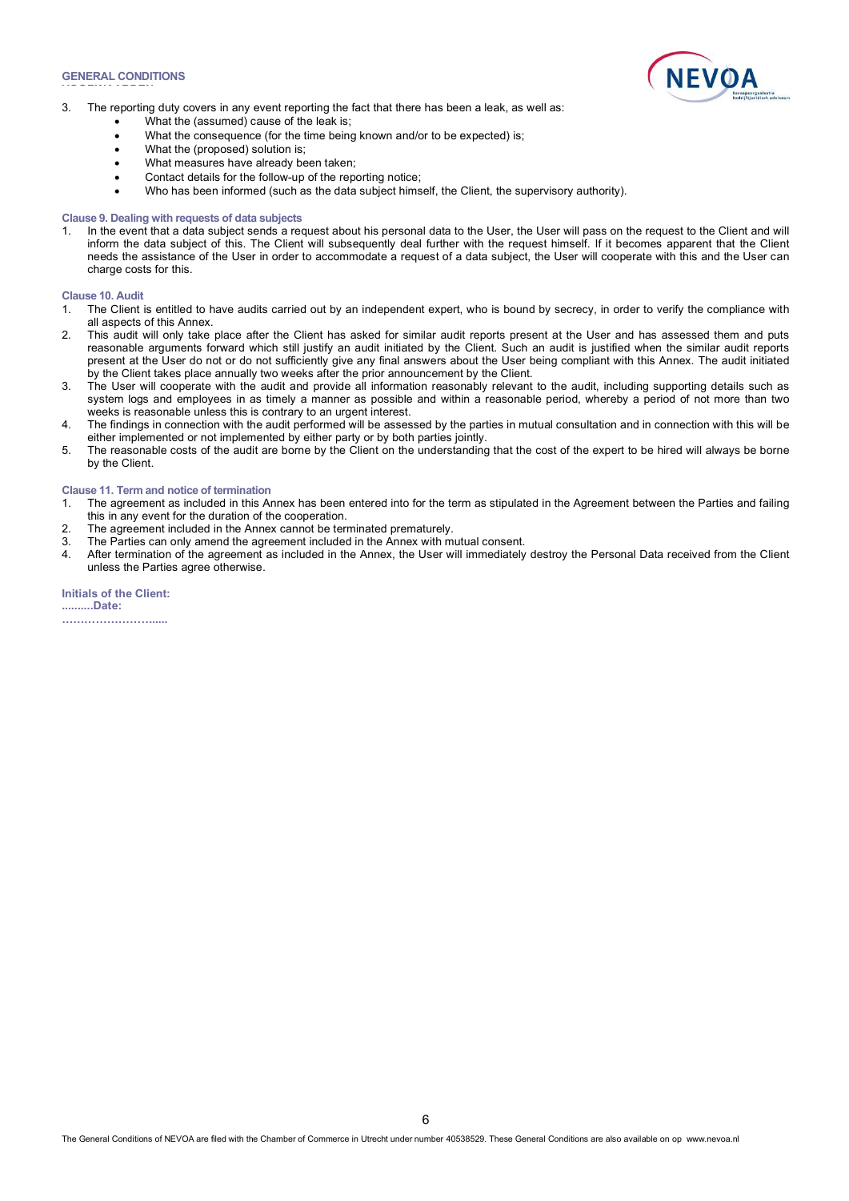3. The reporting duty covers in any event reporting the fact that there has been a leak, as well as:
   - What the (assumed) cause of the leak is;
   - What the consequence (for the time being known and/or to be expected) is;
   - What the (proposed) solution is;
   - What measures have already been taken;
   - Contact details for the follow-up of the reporting notice;
   - Who has been informed (such as the data subject himself, the Client, the supervisory authority).

**Clause 9. Dealing with requests of data subjects**

1. In the event that a data subject sends a request about his personal data to the User, the User will pass on the request to the Client and will inform the data subject of this. The Client will subsequently deal further with the request himself. If it becomes apparent that the Client needs the assistance of the User in order to accommodate a request of a data subject, the User will cooperate with this and the User can charge costs for this.

**Clause 10. Audit**

1. The Client is entitled to have audits carried out by an independent expert, who is bound by secrecy, in order to verify the compliance with all aspects of this Annex.
2. This audit will only take place after the Client has asked for similar audit reports present at the User and has assessed them and puts reasonable arguments forward which still justify an audit initiated by the Client. Such an audit is justified when the similar audit reports present at the User do not or do not sufficiently give any final answers about the User being compliant with this Annex. The audit initiated by the Client takes place annually two weeks after the prior announcement by the Client.
3. The User will cooperate with the audit and provide all information reasonably relevant to the audit, including supporting details such as system logs and employees in as timely a manner as possible and within a reasonable period, whereby a period of not more than two weeks is reasonable unless this is contrary to an urgent interest.
4. The findings in connection with the audit performed will be assessed by the parties in mutual consultation and in connection with this will be either implemented or not implemented by either party or by both parties jointly.
5. The reasonable costs of the audit are borne by the Client on the understanding that the cost of the expert to be hired will always be borne by the Client.

**Clause 11. Term and notice of termination**

1. The agreement as included in this Annex has been entered into for the term as stipulated in the Agreement between the Parties and failing this in any event for the duration of the cooperation.
2. The agreement included in the Annex cannot be terminated prematurely.
3. The Parties can only amend the agreement included in the Annex with mutual consent.
4. After termination of the agreement as included in the Annex, the User will immediately destroy the Personal Data received from the Client unless the Parties agree otherwise.

**Initials of the Client: ..........Date: ……………………......**